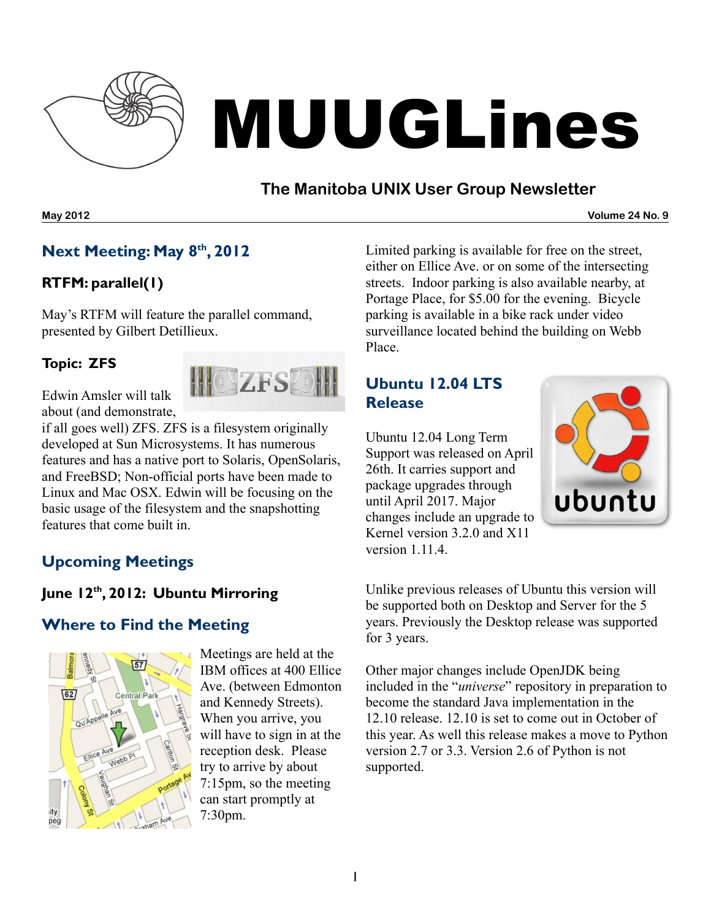# MUUGLines

## The Manitoba UNIX User Group Newsletter

**May 2012** **Volume 24 No. 9**

## Next Meeting: May 8th, 2012

### RTFM: parallel(1)

May's RTFM will feature the parallel command, presented by Gilbert Detillieux.

### Topic: ZFS

Edwin Amsler will talk about (and demonstrate, if all goes well) ZFS. ZFS is a filesystem originally developed at Sun Microsystems. It has numerous features and has a native port to Solaris, OpenSolaris, and FreeBSD; Non-official ports have been made to Linux and Mac OSX. Edwin will be focusing on the basic usage of the filesystem and the snapshotting features that come built in.

## Upcoming Meetings

### June 12th, 2012: Ubuntu Mirroring

## Where to Find the Meeting

Meetings are held at the IBM offices at 400 Ellice Ave. (between Edmonton and Kennedy Streets). When you arrive, you will have to sign in at the reception desk. Please try to arrive by about 7:15pm, so the meeting can start promptly at 7:30pm.

Limited parking is available for free on the street, either on Ellice Ave. or on some of the intersecting streets. Indoor parking is also available nearby, at Portage Place, for $5.00 for the evening. Bicycle parking is available in a bike rack under video surveillance located behind the building on Webb Place.

## Ubuntu 12.04 LTS Release

Ubuntu 12.04 Long Term Support was released on April 26th. It carries support and package upgrades through until April 2017. Major changes include an upgrade to Kernel version 3.2.0 and X11 version 1.11.4.

Unlike previous releases of Ubuntu this version will be supported both on Desktop and Server for the 5 years. Previously the Desktop release was supported for 3 years.

Other major changes include OpenJDK being included in the "*universe*" repository in preparation to become the standard Java implementation in the 12.10 release. 12.10 is set to come out in October of this year. As well this release makes a move to Python version 2.7 or 3.3. Version 2.6 of Python is not supported.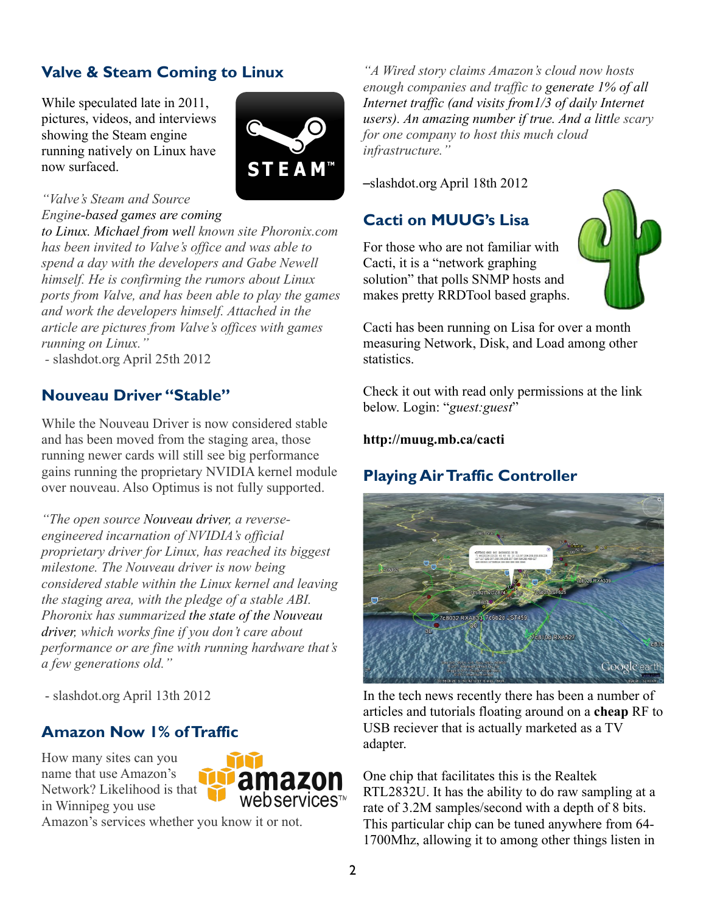## Valve & Steam Coming to Linux

While speculated late in 2011, pictures, videos, and interviews showing the Steam engine running natively on Linux have now surfaced.

*"Valve's Steam and Source Engine-based games are coming to Linux. Michael from well known site Phoronix.com has been invited to Valve's office and was able to spend a day with the developers and Gabe Newell himself. He is confirming the rumors about Linux ports from Valve, and has been able to play the games and work the developers himself. Attached in the article are pictures from Valve's offices with games running on Linux."*

- slashdot.org April 25th 2012

## Nouveau Driver "Stable"

While the Nouveau Driver is now considered stable and has been moved from the staging area, those running newer cards will still see big performance gains running the proprietary NVIDIA kernel module over nouveau. Also Optimus is not fully supported.

*"The open source Nouveau driver, a reverse-engineered incarnation of NVIDIA's official proprietary driver for Linux, has reached its biggest milestone. The Nouveau driver is now being considered stable within the Linux kernel and leaving the staging area, with the pledge of a stable ABI. Phoronix has summarized the state of the Nouveau driver, which works fine if you don't care about performance or are fine with running hardware that's a few generations old."*

- slashdot.org April 13th 2012

## Amazon Now 1% of Traffic

How many sites can you name that use Amazon's Network? Likelihood is that in Winnipeg you use Amazon's services whether you know it or not.

*"A Wired story claims Amazon's cloud now hosts enough companies and traffic to generate 1% of all Internet traffic (and visits from1/3 of daily Internet users). An amazing number if true. And a little scary for one company to host this much cloud infrastructure."*

–slashdot.org April 18th 2012

## Cacti on MUUG's Lisa

For those who are not familiar with Cacti, it is a "network graphing solution" that polls SNMP hosts and makes pretty RRDTool based graphs.

Cacti has been running on Lisa for over a month measuring Network, Disk, and Load among other statistics.

Check it out with read only permissions at the link below. Login: "*guest:guest*"

**http://muug.mb.ca/cacti**

## Playing Air Traffic Controller

In the tech news recently there has been a number of articles and tutorials floating around on a **cheap** RF to USB reciever that is actually marketed as a TV adapter.

One chip that facilitates this is the Realtek RTL2832U. It has the ability to do raw sampling at a rate of 3.2M samples/second with a depth of 8 bits. This particular chip can be tuned anywhere from 64-1700Mhz, allowing it to among other things listen in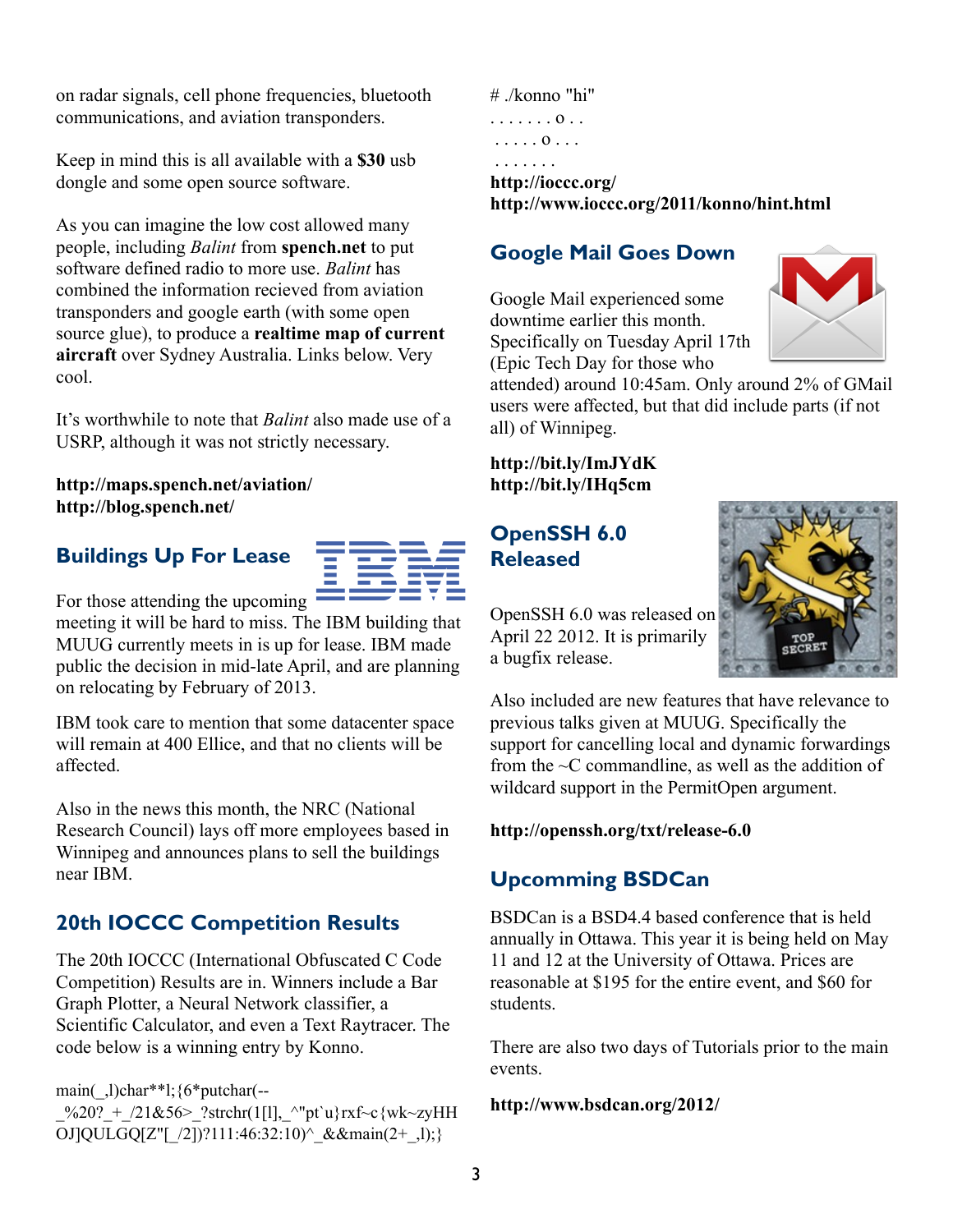on radar signals, cell phone frequencies, bluetooth communications, and aviation transponders.

Keep in mind this is all available with a **$30** usb dongle and some open source software.

As you can imagine the low cost allowed many people, including *Balint* from **spench.net** to put software defined radio to more use. *Balint* has combined the information recieved from aviation transponders and google earth (with some open source glue), to produce a **realtime map of current aircraft** over Sydney Australia. Links below. Very cool.

It's worthwhile to note that *Balint* also made use of a USRP, although it was not strictly necessary.

**http://maps.spench.net/aviation/**
**http://blog.spench.net/**

## Buildings Up For Lease

For those attending the upcoming meeting it will be hard to miss. The IBM building that MUUG currently meets in is up for lease. IBM made public the decision in mid-late April, and are planning on relocating by February of 2013.

IBM took care to mention that some datacenter space will remain at 400 Ellice, and that no clients will be affected.

Also in the news this month, the NRC (National Research Council) lays off more employees based in Winnipeg and announces plans to sell the buildings near IBM.

## 20th IOCCC Competition Results

The 20th IOCCC (International Obfuscated C Code Competition) Results are in. Winners include a Bar Graph Plotter, a Neural Network classifier, a Scientific Calculator, and even a Text Raytracer. The code below is a winning entry by Konno.

```
main(_,l)char**l;{6*putchar(--
_%20?_+_/21&56>_?strchr(1[l],_^"pt`u}rxf~c{wk~zyHH
OJ]QULGQ[Z"[_/2])?111:46:32:10)^_&&main(2+_,l);}
```

```
# ./konno "hi"
. . . . . . . o . .
 . . . . . o . . .
 . . . . . . .
```

**http://ioccc.org/**
**http://www.ioccc.org/2011/konno/hint.html**

## Google Mail Goes Down

Google Mail experienced some downtime earlier this month. Specifically on Tuesday April 17th (Epic Tech Day for those who attended) around 10:45am. Only around 2% of GMail users were affected, but that did include parts (if not all) of Winnipeg.

**http://bit.ly/ImJYdK**
**http://bit.ly/IHq5cm**

## OpenSSH 6.0 Released

OpenSSH 6.0 was released on April 22 2012. It is primarily a bugfix release.

Also included are new features that have relevance to previous talks given at MUUG. Specifically the support for cancelling local and dynamic forwardings from the ~C commandline, as well as the addition of wildcard support in the PermitOpen argument.

**http://openssh.org/txt/release-6.0**

## Upcomming BSDCan

BSDCan is a BSD4.4 based conference that is held annually in Ottawa. This year it is being held on May 11 and 12 at the University of Ottawa. Prices are reasonable at $195 for the entire event, and $60 for students.

There are also two days of Tutorials prior to the main events.

**http://www.bsdcan.org/2012/**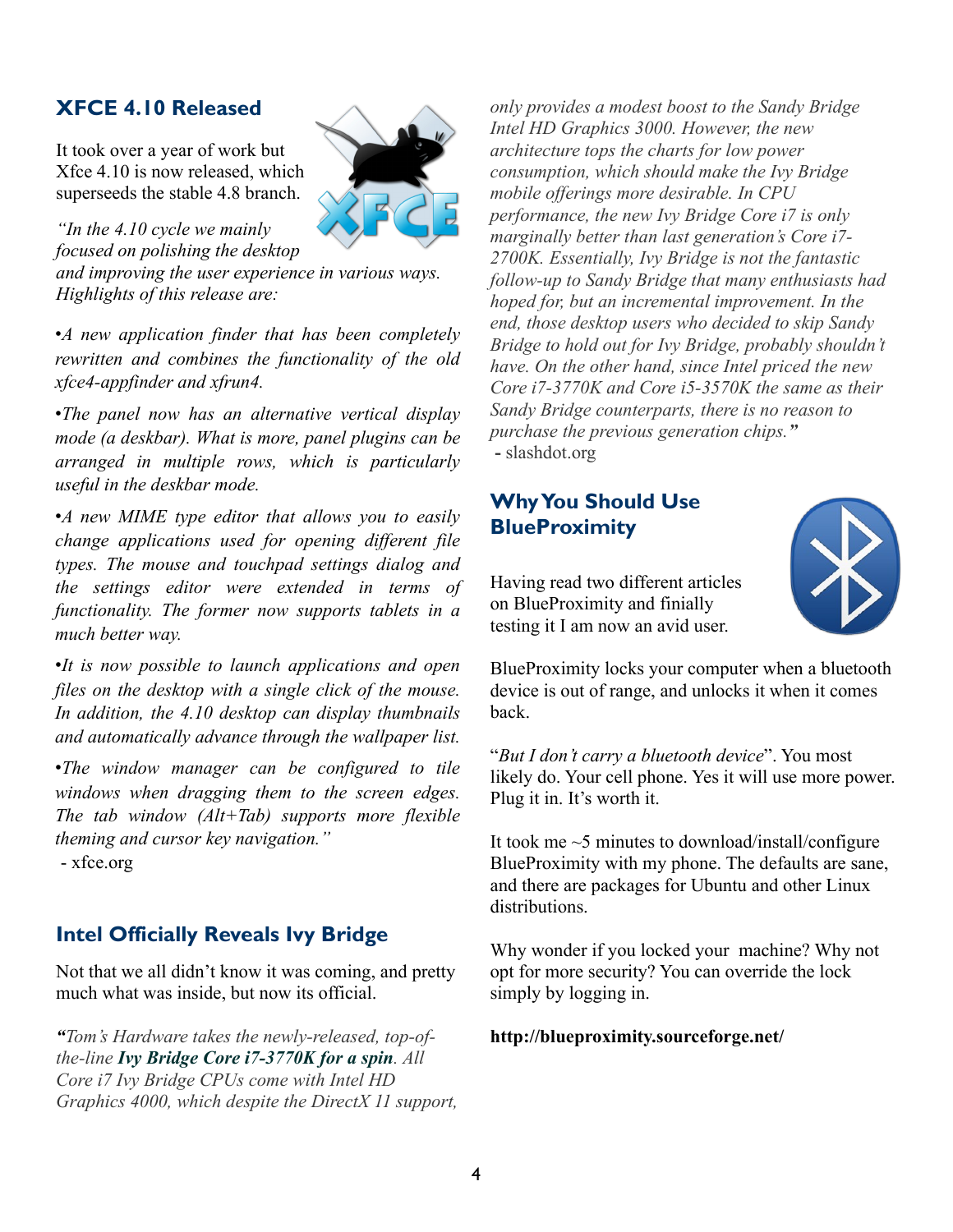## XFCE 4.10 Released

It took over a year of work but Xfce 4.10 is now released, which superseeds the stable 4.8 branch.

*"In the 4.10 cycle we mainly focused on polishing the desktop and improving the user experience in various ways. Highlights of this release are:*

*•A new application finder that has been completely rewritten and combines the functionality of the old xfce4-appfinder and xfrun4.*

*•The panel now has an alternative vertical display mode (a deskbar). What is more, panel plugins can be arranged in multiple rows, which is particularly useful in the deskbar mode.*

*•A new MIME type editor that allows you to easily change applications used for opening different file types. The mouse and touchpad settings dialog and the settings editor were extended in terms of functionality. The former now supports tablets in a much better way.*

*•It is now possible to launch applications and open files on the desktop with a single click of the mouse. In addition, the 4.10 desktop can display thumbnails and automatically advance through the wallpaper list.*

*•The window manager can be configured to tile windows when dragging them to the screen edges. The tab window (Alt+Tab) supports more flexible theming and cursor key navigation."*

- xfce.org

## Intel Officially Reveals Ivy Bridge

Not that we all didn't know it was coming, and pretty much what was inside, but now its official.

***"****Tom's Hardware takes the newly-released, top-of-the-line* ***Ivy Bridge Core i7-3770K for a spin****. All Core i7 Ivy Bridge CPUs come with Intel HD Graphics 4000, which despite the DirectX 11 support, only provides a modest boost to the Sandy Bridge Intel HD Graphics 3000. However, the new architecture tops the charts for low power consumption, which should make the Ivy Bridge mobile offerings more desirable. In CPU performance, the new Ivy Bridge Core i7 is only marginally better than last generation's Core i7-2700K. Essentially, Ivy Bridge is not the fantastic follow-up to Sandy Bridge that many enthusiasts had hoped for, but an incremental improvement. In the end, those desktop users who decided to skip Sandy Bridge to hold out for Ivy Bridge, probably shouldn't have. On the other hand, since Intel priced the new Core i7-3770K and Core i5-3570K the same as their Sandy Bridge counterparts, there is no reason to purchase the previous generation chips.****"***

**-** slashdot.org

## Why You Should Use BlueProximity

Having read two different articles on BlueProximity and finially testing it I am now an avid user.

BlueProximity locks your computer when a bluetooth device is out of range, and unlocks it when it comes back.

"*But I don't carry a bluetooth device*". You most likely do. Your cell phone. Yes it will use more power. Plug it in. It's worth it.

It took me ~5 minutes to download/install/configure BlueProximity with my phone. The defaults are sane, and there are packages for Ubuntu and other Linux distributions.

Why wonder if you locked your machine? Why not opt for more security? You can override the lock simply by logging in.

**http://blueproximity.sourceforge.net/**